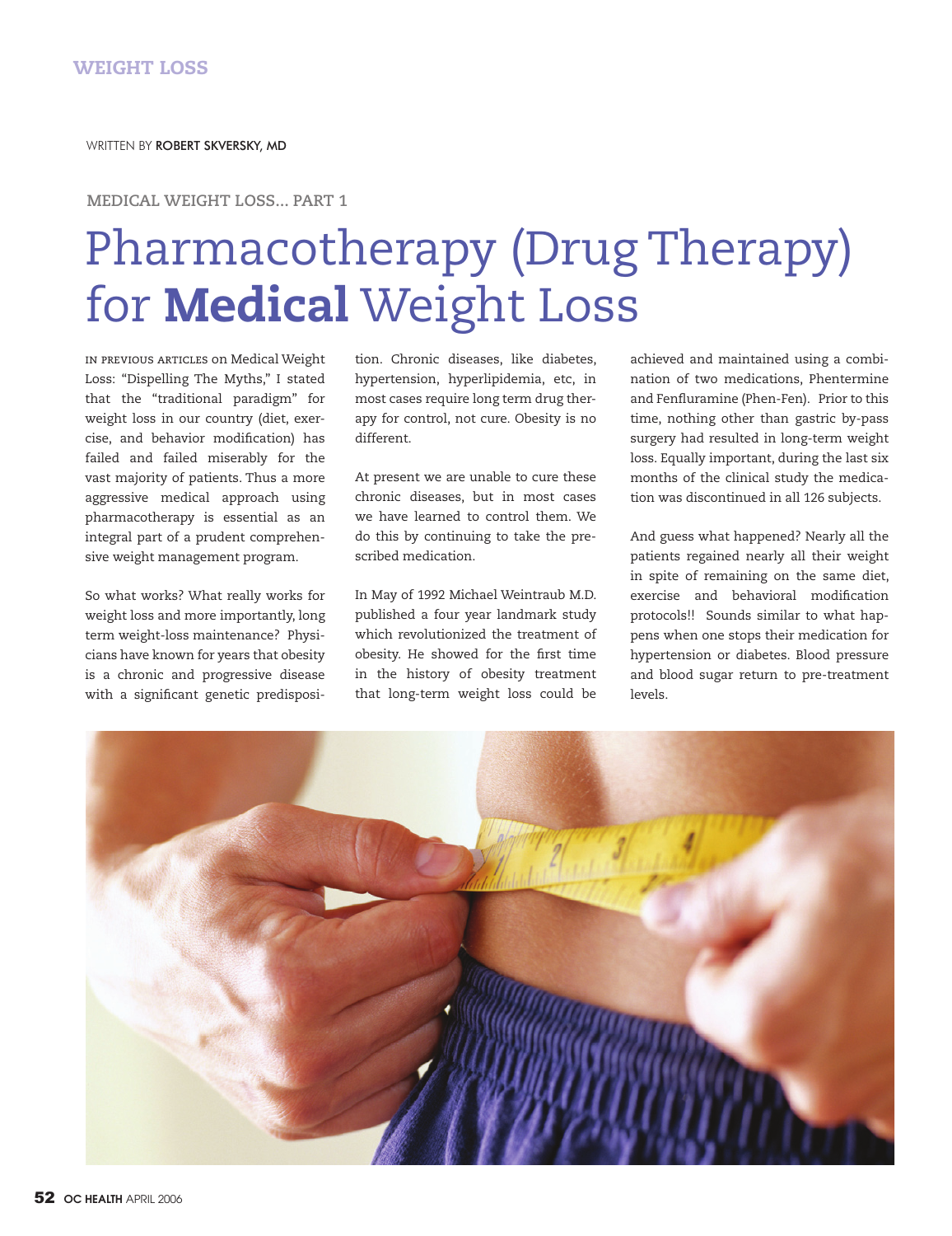WEIGHT LOSS

WRITTEN BY **ROBERT SKVERSKY, MD**

MEDICAL WEIGHT LOSS... PART 1

# Pharmacotherapy (Drug Therapy) for **Medical** Weight Loss

IN PREVIOUS ARTICLES on Medical Weight Loss: "Dispelling The Myths," I stated that the "traditional paradigm" for weight loss in our country (diet, exercise, and behavior modification) has failed and failed miserably for the vast majority of patients. Thus a more aggressive medical approach using pharmacotherapy is essential as an integral part of a prudent comprehensive weight management program.

So what works? What really works for weight loss and more importantly, long term weight-loss maintenance? Physicians have known for years that obesity is a chronic and progressive disease with a significant genetic predisposition. Chronic diseases, like diabetes, hypertension, hyperlipidemia, etc, in most cases require long term drug therapy for control, not cure. Obesity is no different.

At present we are unable to cure these chronic diseases, but in most cases we have learned to control them. We do this by continuing to take the prescribed medication.

In May of 1992 Michael Weintraub M.D. published a four year landmark study which revolutionized the treatment of obesity. He showed for the first time in the history of obesity treatment that long-term weight loss could be achieved and maintained using a combination of two medications, Phentermine and Fenfluramine (Phen-Fen). Prior to this time, nothing other than gastric by-pass surgery had resulted in long-term weight loss. Equally important, during the last six months of the clinical study the medication was discontinued in all 126 subjects.

And guess what happened? Nearly all the patients regained nearly all their weight in spite of remaining on the same diet, exercise and behavioral modification protocols!! Sounds similar to what happens when one stops their medication for hypertension or diabetes. Blood pressure and blood sugar return to pre-treatment levels.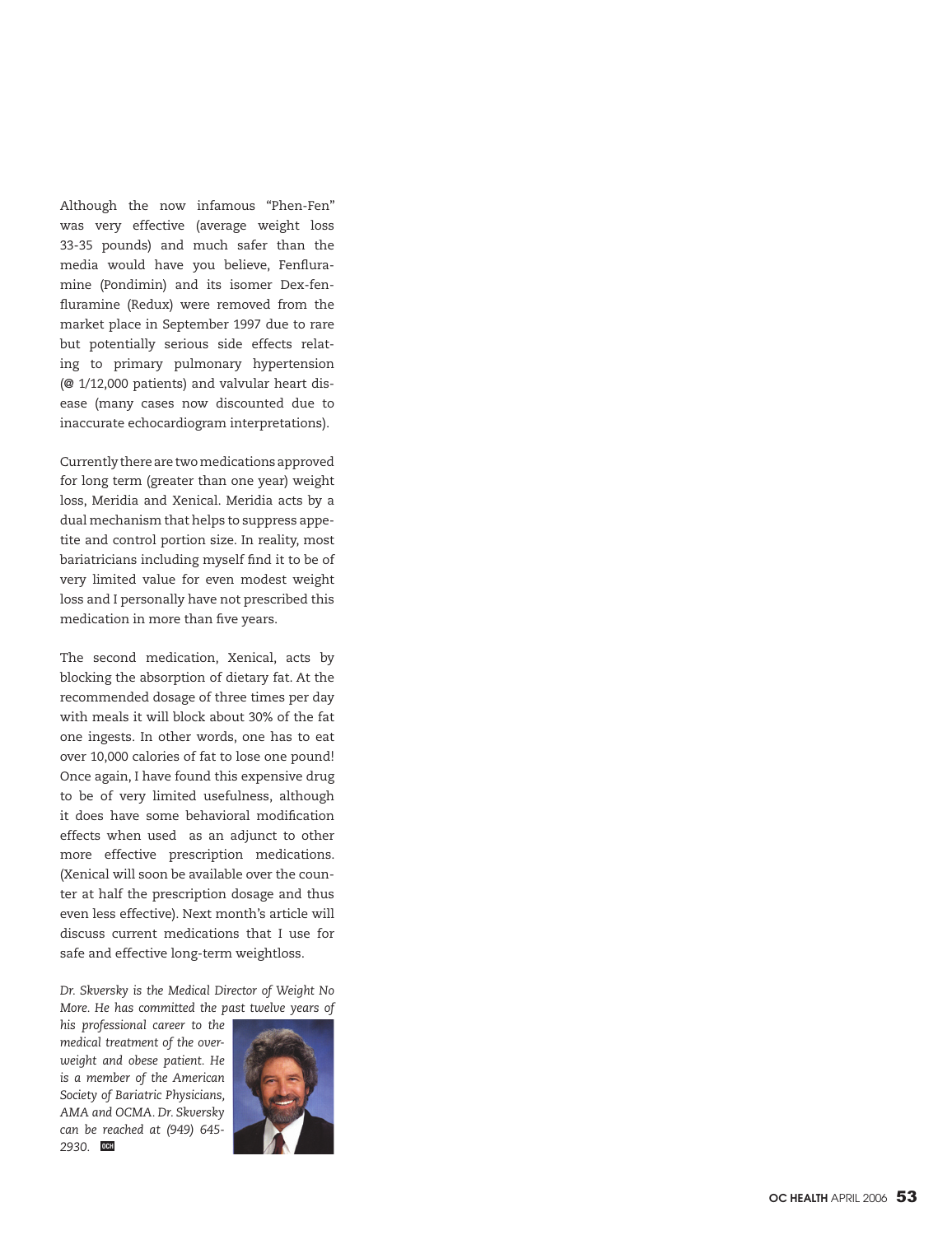Although the now infamous "Phen-Fen" was very effective (average weight loss 33-35 pounds) and much safer than the media would have you believe, Fenfluramine (Pondimin) and its isomer Dex-fenfluramine (Redux) were removed from the market place in September 1997 due to rare but potentially serious side effects relating to primary pulmonary hypertension (@ 1/12,000 patients) and valvular heart disease (many cases now discounted due to inaccurate echocardiogram interpretations).

Currently there are two medications approved for long term (greater than one year) weight loss, Meridia and Xenical. Meridia acts by a dual mechanism that helps to suppress appetite and control portion size. In reality, most bariatricians including myself find it to be of very limited value for even modest weight loss and I personally have not prescribed this medication in more than five years.

The second medication, Xenical, acts by blocking the absorption of dietary fat. At the recommended dosage of three times per day with meals it will block about 30% of the fat one ingests. In other words, one has to eat over 10,000 calories of fat to lose one pound! Once again, I have found this expensive drug to be of very limited usefulness, although it does have some behavioral modification effects when used as an adjunct to other more effective prescription medications. (Xenical will soon be available over the counter at half the prescription dosage and thus even less effective). Next month's article will discuss current medications that I use for safe and effective long-term weightloss.

*Dr. Skversky is the Medical Director of Weight No More. He has committed the past twelve years of his professional career to the medical treatment of the overweight and obese patient. He is a member of the American Society of Bariatric Physicians, AMA and OCMA. Dr. Skversky can be reached at (949) 645-2930.*